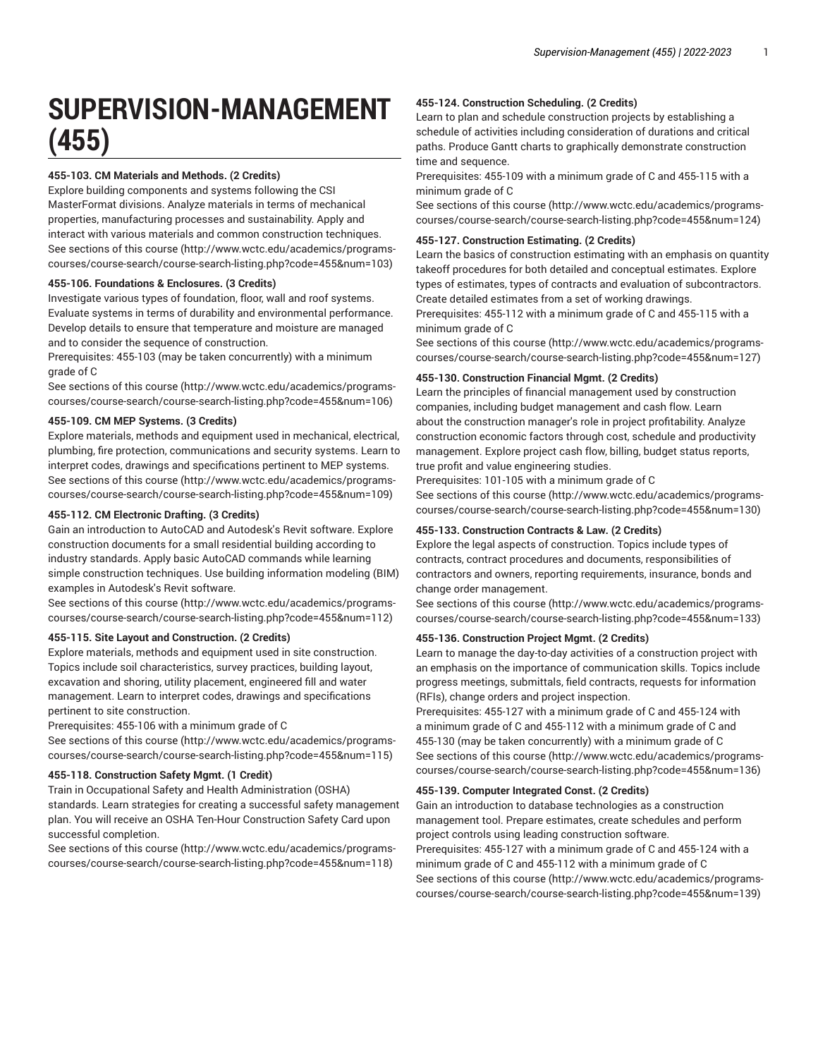# SUPERVISION-MANAGEMENT (455)

**455-103. CM Materials and Methods. (2 Credits)**

Explore building components and systems following the CSI MasterFormat divisions. Analyze materials in terms of mechanical properties, manufacturing processes and sustainability. Apply and interact with various materials and common construction techniques.
See sections of this course (http://www.wctc.edu/academics/programs-courses/course-search/course-search-listing.php?code=455&num=103)

**455-106. Foundations & Enclosures. (3 Credits)**

Investigate various types of foundation, floor, wall and roof systems. Evaluate systems in terms of durability and environmental performance. Develop details to ensure that temperature and moisture are managed and to consider the sequence of construction.
Prerequisites: 455-103 (may be taken concurrently) with a minimum grade of C
See sections of this course (http://www.wctc.edu/academics/programs-courses/course-search/course-search-listing.php?code=455&num=106)

**455-109. CM MEP Systems. (3 Credits)**

Explore materials, methods and equipment used in mechanical, electrical, plumbing, fire protection, communications and security systems. Learn to interpret codes, drawings and specifications pertinent to MEP systems.
See sections of this course (http://www.wctc.edu/academics/programs-courses/course-search/course-search-listing.php?code=455&num=109)

**455-112. CM Electronic Drafting. (3 Credits)**

Gain an introduction to AutoCAD and Autodesk's Revit software. Explore construction documents for a small residential building according to industry standards. Apply basic AutoCAD commands while learning simple construction techniques. Use building information modeling (BIM) examples in Autodesk's Revit software.
See sections of this course (http://www.wctc.edu/academics/programs-courses/course-search/course-search-listing.php?code=455&num=112)

**455-115. Site Layout and Construction. (2 Credits)**

Explore materials, methods and equipment used in site construction. Topics include soil characteristics, survey practices, building layout, excavation and shoring, utility placement, engineered fill and water management. Learn to interpret codes, drawings and specifications pertinent to site construction.
Prerequisites: 455-106 with a minimum grade of C
See sections of this course (http://www.wctc.edu/academics/programs-courses/course-search/course-search-listing.php?code=455&num=115)

**455-118. Construction Safety Mgmt. (1 Credit)**

Train in Occupational Safety and Health Administration (OSHA) standards. Learn strategies for creating a successful safety management plan. You will receive an OSHA Ten-Hour Construction Safety Card upon successful completion.
See sections of this course (http://www.wctc.edu/academics/programs-courses/course-search/course-search-listing.php?code=455&num=118)

**455-124. Construction Scheduling. (2 Credits)**

Learn to plan and schedule construction projects by establishing a schedule of activities including consideration of durations and critical paths. Produce Gantt charts to graphically demonstrate construction time and sequence.
Prerequisites: 455-109 with a minimum grade of C and 455-115 with a minimum grade of C
See sections of this course (http://www.wctc.edu/academics/programs-courses/course-search/course-search-listing.php?code=455&num=124)

**455-127. Construction Estimating. (2 Credits)**

Learn the basics of construction estimating with an emphasis on quantity takeoff procedures for both detailed and conceptual estimates. Explore types of estimates, types of contracts and evaluation of subcontractors. Create detailed estimates from a set of working drawings.
Prerequisites: 455-112 with a minimum grade of C and 455-115 with a minimum grade of C
See sections of this course (http://www.wctc.edu/academics/programs-courses/course-search/course-search-listing.php?code=455&num=127)

**455-130. Construction Financial Mgmt. (2 Credits)**

Learn the principles of financial management used by construction companies, including budget management and cash flow. Learn about the construction manager's role in project profitability. Analyze construction economic factors through cost, schedule and productivity management. Explore project cash flow, billing, budget status reports, true profit and value engineering studies.
Prerequisites: 101-105 with a minimum grade of C
See sections of this course (http://www.wctc.edu/academics/programs-courses/course-search/course-search-listing.php?code=455&num=130)

**455-133. Construction Contracts & Law. (2 Credits)**

Explore the legal aspects of construction. Topics include types of contracts, contract procedures and documents, responsibilities of contractors and owners, reporting requirements, insurance, bonds and change order management.
See sections of this course (http://www.wctc.edu/academics/programs-courses/course-search/course-search-listing.php?code=455&num=133)

**455-136. Construction Project Mgmt. (2 Credits)**

Learn to manage the day-to-day activities of a construction project with an emphasis on the importance of communication skills. Topics include progress meetings, submittals, field contracts, requests for information (RFIs), change orders and project inspection.
Prerequisites: 455-127 with a minimum grade of C and 455-124 with a minimum grade of C and 455-112 with a minimum grade of C and 455-130 (may be taken concurrently) with a minimum grade of C
See sections of this course (http://www.wctc.edu/academics/programs-courses/course-search/course-search-listing.php?code=455&num=136)

**455-139. Computer Integrated Const. (2 Credits)**

Gain an introduction to database technologies as a construction management tool. Prepare estimates, create schedules and perform project controls using leading construction software.
Prerequisites: 455-127 with a minimum grade of C and 455-124 with a minimum grade of C and 455-112 with a minimum grade of C
See sections of this course (http://www.wctc.edu/academics/programs-courses/course-search/course-search-listing.php?code=455&num=139)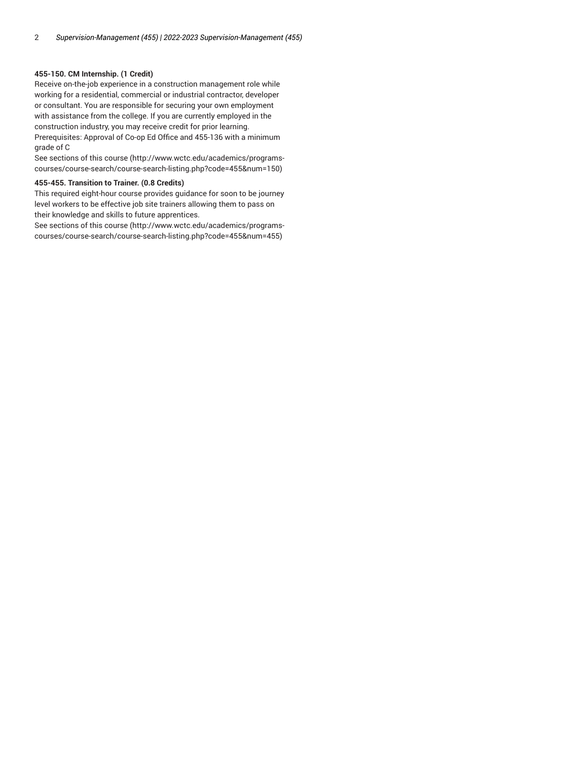**455-150. CM Internship. (1 Credit)**
Receive on-the-job experience in a construction management role while working for a residential, commercial or industrial contractor, developer or consultant. You are responsible for securing your own employment with assistance from the college. If you are currently employed in the construction industry, you may receive credit for prior learning.
Prerequisites: Approval of Co-op Ed Office and 455-136 with a minimum grade of C
See sections of this course (http://www.wctc.edu/academics/programs-courses/course-search/course-search-listing.php?code=455&num=150)

**455-455. Transition to Trainer. (0.8 Credits)**
This required eight-hour course provides guidance for soon to be journey level workers to be effective job site trainers allowing them to pass on their knowledge and skills to future apprentices.
See sections of this course (http://www.wctc.edu/academics/programs-courses/course-search/course-search-listing.php?code=455&num=455)